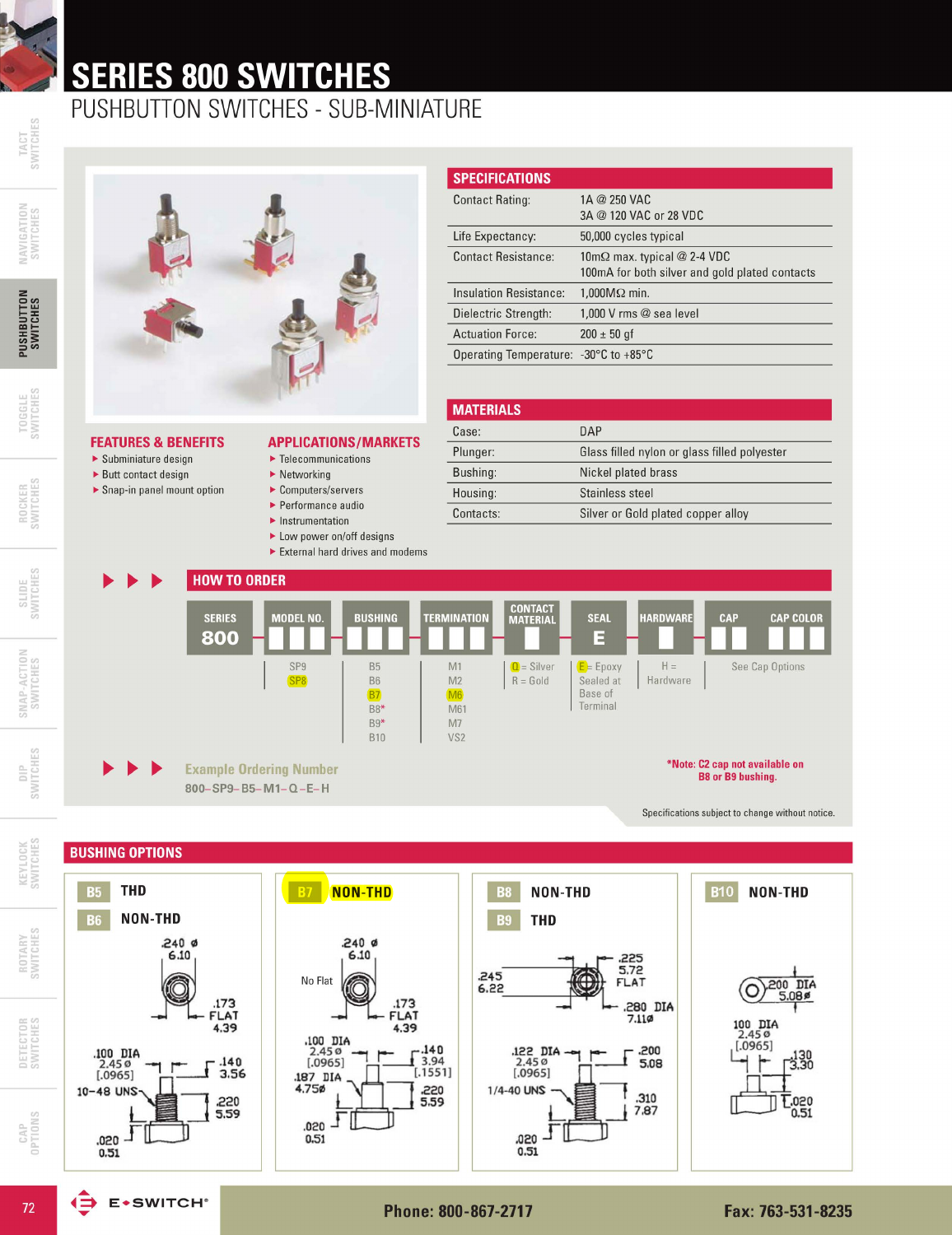# SERIES 800 SWITCHES

## PUSHBUTTON SWITCHES - SUB-MINIATURE

### FEATURES & BENEFITS

- Subminiature design
- Butt contact design
- Snap-in panel mount option

### APPLICATIONS/MARKETS

- Telecommunications
- Networking
- Computers/servers
- Performance audio
- Instrumentation
- Low power on/off designs
- External hard drives and modems

### SPECIFICATIONS

| | |
|---|---|
| Contact Rating: | 1A @ 250 VAC<br>3A @ 120 VAC or 28 VDC |
| Life Expectancy: | 50,000 cycles typical |
| Contact Resistance: | 10mΩ max. typical @ 2-4 VDC<br>100mA for both silver and gold plated contacts |
| Insulation Resistance: | 1,000MΩ min. |
| Dielectric Strength: | 1,000 V rms @ sea level |
| Actuation Force: | 200 ± 50 gf |
| Operating Temperature: | -30°C to +85°C |

### MATERIALS

| | |
|---|---|
| Case: | DAP |
| Plunger: | Glass filled nylon or glass filled polyester |
| Bushing: | Nickel plated brass |
| Housing: | Stainless steel |
| Contacts: | Silver or Gold plated copper alloy |

### HOW TO ORDER

| SERIES | MODEL NO. | BUSHING | TERMINATION | CONTACT MATERIAL | SEAL | HARDWARE | CAP | CAP COLOR |
|---|---|---|---|---|---|---|---|---|
| 800 | SP9<br>SP8 | B5<br>B6<br>B7<br>B8*<br>B9*<br>B10 | M1<br>M2<br>M6<br>M61<br>M7<br>VS2 | Q = Silver<br>R = Gold | E = Epoxy Sealed at Base of Terminal | H = Hardware | See Cap Options | |

Example Ordering Number

800–SP9–B5–M1–Q–E–H

*Note: C2 cap not available on B8 or B9 bushing.

Specifications subject to change without notice.

### BUSHING OPTIONS

**B5** THD
**B6** NON-THD

.240 ø 6.10; .173 FLAT 4.39; .100 DIA 2.45 ø [.0965]; .140 3.56; 10-48 UNS; .220 5.59; .020 0.51

**B7** NON-THD

.240 ø 6.10; No Flat; .173 FLAT 4.39; .100 DIA 2.45 ø [.0965]; .140 3.94 [.1551]; .187 DIA 4.75ø; .220 5.59; .020 0.51

**B8** NON-THD
**B9** THD

.245 6.22; .225 5.72 FLAT; .280 DIA 7.11ø; .122 DIA 2.45 ø [.0965]; .200 5.08; 1/4-40 UNS; .310 7.87; .020 0.51

**B10** NON-THD

.200 DIA 5.08ø; .100 DIA 2.45 ø [.0965]; .130 3.30; .020 0.51

Phone: 800-867-2717 Fax: 763-531-8235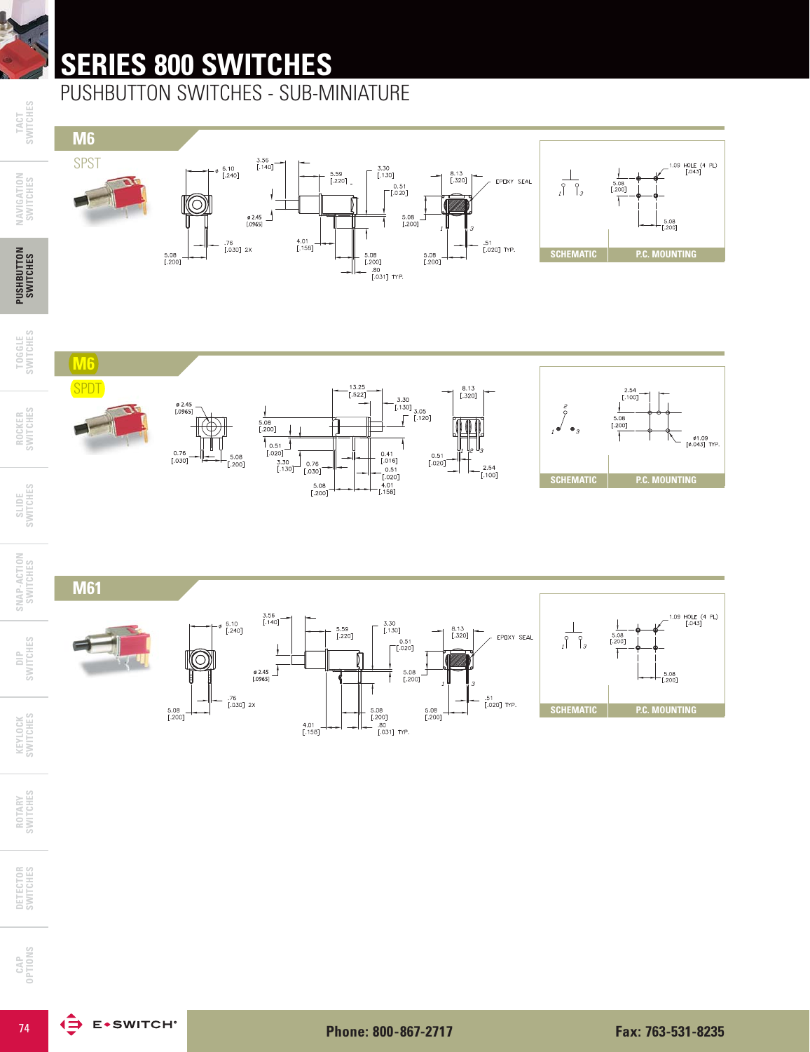# SERIES 800 SWITCHES

## PUSHBUTTON SWITCHES - SUB-MINIATURE

### M6

SPST

3.56 [.140]
ø 6.10 [.240]
5.59 [.220]
3.30 [.130]
0.51 [.020]
8.13 [.320]
EPOXY SEAL
ø 2.45 [.0965]
5.08 [.200]
4.01 [.158]
.76 [.030] 2X
5.08 [.200]
5.08 [.200]
.80 [.031] TYP.
5.08 [.200]
.51 [.020] TYP.

1.09 HOLE (4 PL) [.043]
5.08 [.200]
5.08 [.200]

SCHEMATIC | P.C. MOUNTING

### M6

SPDT

13.25 [.522]
3.30 [.130]
3.05 [.120]
8.13 [.320]
ø 2.45 [.0965]
5.08 [.200]
0.51 [.020]
0.76 [.030]
5.08 [.200]
3.30 [.130]
0.76 [.030]
0.41 [.016]
0.51 [.020]
4.01 [.158]
5.08 [.200]
0.51 [.020]
2.54 [.100]

2.54 [.100]
5.08 [.200]
ø1.09 [ø.043] TYP.

SCHEMATIC | P.C. MOUNTING

### M61

3.56 [.140]
ø 6.10 [.240]
5.59 [.220]
3.30 [.130]
0.51 [.020]
8.13 [.320]
EPOXY SEAL
ø 2.45 [.0965]
5.08 [.200]
.76 [.030] 2X
5.08 [.200]
4.01 [.158]
5.08 [.200]
.80 [.031] TYP.
5.08 [.200]
.51 [.020] TYP.

1.09 HOLE (4 PL) [.043]
5.08 [.200]
5.08 [.200]

SCHEMATIC | P.C. MOUNTING

E-SWITCH®

Phone: 800-867-2717

Fax: 763-531-8235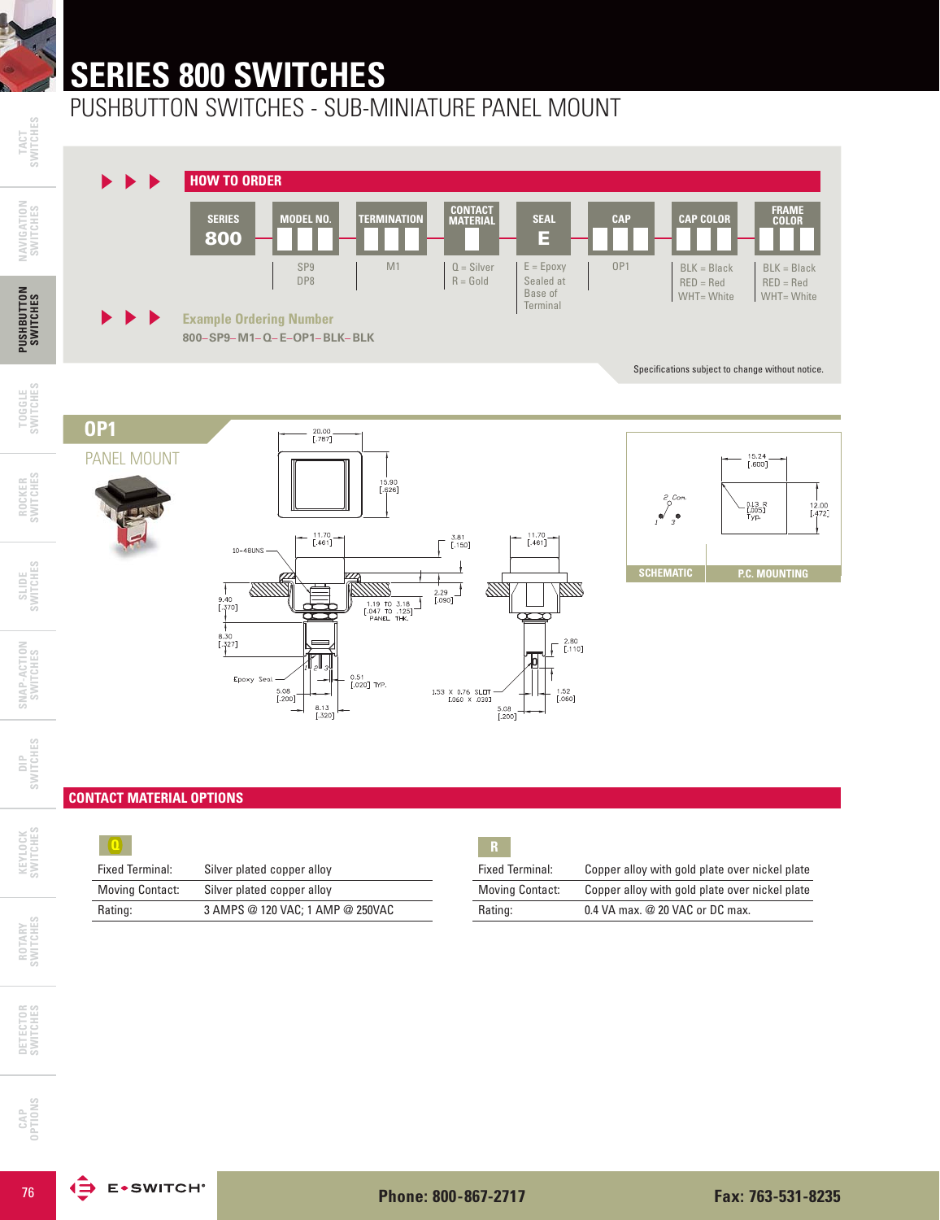# SERIES 800 SWITCHES

## PUSHBUTTON SWITCHES - SUB-MINIATURE PANEL MOUNT

### HOW TO ORDER

| SERIES | MODEL NO. | TERMINATION | CONTACT MATERIAL | SEAL | CAP | CAP COLOR | FRAME COLOR |
|---|---|---|---|---|---|---|---|
| 800 | SP9<br>DP8 | M1 | Q = Silver<br>R = Gold | E = Epoxy Sealed at Base of Terminal | OP1 | BLK = Black<br>RED = Red<br>WHT= White | BLK = Black<br>RED = Red<br>WHT= White |

**Example Ordering Number**

800–SP9–M1–Q–E–OP1–BLK–BLK

Specifications subject to change without notice.

## OP1

PANEL MOUNT

20.00
[.787]
15.90
[.626]
11.70
[.461]
10-48UNS
3.81
[.150]
9.40
[.370]
2.29
[.090]
1.19 TO 3.18
[.047 TO .125]
PANEL THK.
8.30
[.327]
Epoxy Seal
0.51
[.020] TYP.
5.08
[.200]
8.13
[.320]
11.70
[.461]
2.80
[.110]
1.53 X 0.76 SLOT
[.060 X .030]
1.52
[.060]
5.08
[.200]

2 Com.
1 3

15.24
[.600]
Ø1.3 R
[.005]
Typ.
12.00
[.472]

SCHEMATIC

P.C. MOUNTING

### CONTACT MATERIAL OPTIONS

**Q**

| | |
|---|---|
| Fixed Terminal: | Silver plated copper alloy |
| Moving Contact: | Silver plated copper alloy |
| Rating: | 3 AMPS @ 120 VAC; 1 AMP @ 250VAC |

**R**

| | |
|---|---|
| Fixed Terminal: | Copper alloy with gold plate over nickel plate |
| Moving Contact: | Copper alloy with gold plate over nickel plate |
| Rating: | 0.4 VA max. @ 20 VAC or DC max. |

Phone: 800-867-2717

Fax: 763-531-8235